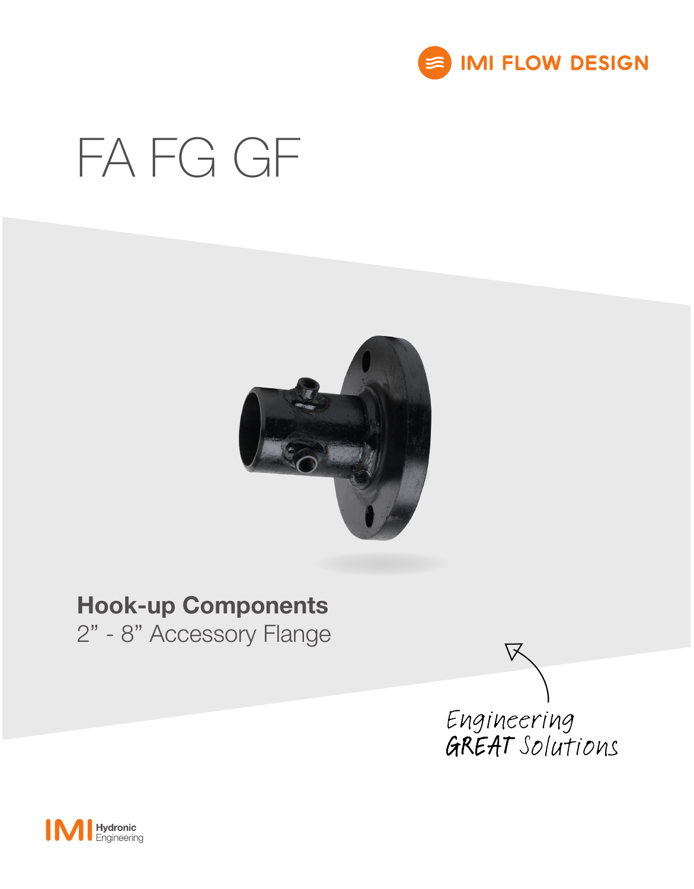IMI FLOW DESIGN

# FA FG GF

## Hook-up Components

2” - 8” Accessory Flange

Engineering GREAT Solutions

IMI Hydronic Engineering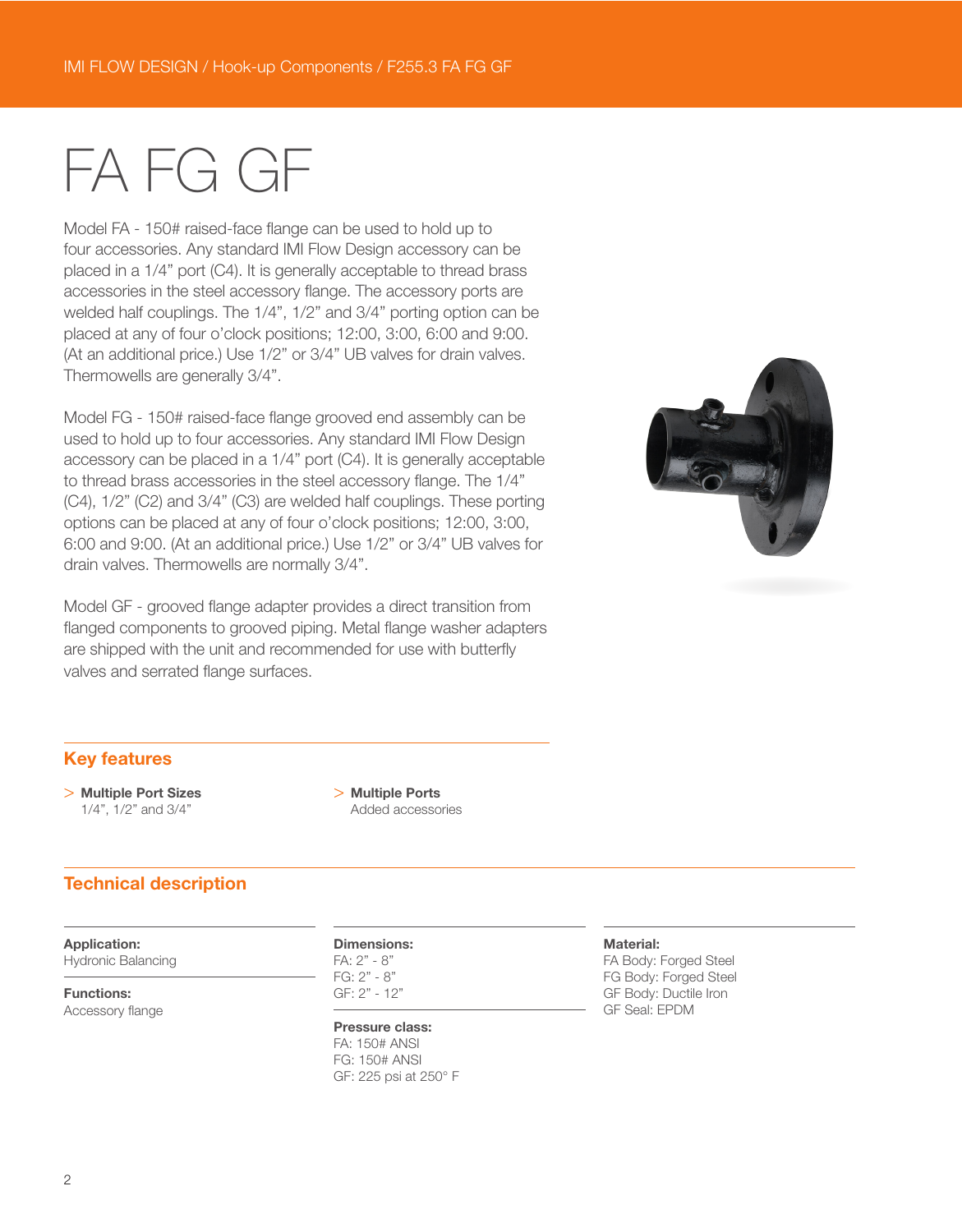# FA FG GF

Model FA - 150# raised-face flange can be used to hold up to four accessories. Any standard IMI Flow Design accessory can be placed in a 1/4" port (C4). It is generally acceptable to thread brass accessories in the steel accessory flange. The accessory ports are welded half couplings. The 1/4", 1/2" and 3/4" porting option can be placed at any of four o'clock positions; 12:00, 3:00, 6:00 and 9:00. (At an additional price.) Use 1/2" or 3/4" UB valves for drain valves. Thermowells are generally 3/4".

Model FG - 150# raised-face flange grooved end assembly can be used to hold up to four accessories. Any standard IMI Flow Design accessory can be placed in a 1/4" port (C4). It is generally acceptable to thread brass accessories in the steel accessory flange. The 1/4" (C4), 1/2" (C2) and 3/4" (C3) are welded half couplings. These porting options can be placed at any of four o'clock positions; 12:00, 3:00, 6:00 and 9:00. (At an additional price.) Use 1/2" or 3/4" UB valves for drain valves. Thermowells are normally 3/4".

Model GF - grooved flange adapter provides a direct transition from flanged components to grooved piping. Metal flange washer adapters are shipped with the unit and recommended for use with butterfly valves and serrated flange surfaces.

## Key features

> **Multiple Port Sizes**
> 1/4", 1/2" and 3/4"

> **Multiple Ports**
> Added accessories

## Technical description

**Application:**
Hydronic Balancing

**Functions:**
Accessory flange

**Dimensions:**
FA: 2" - 8"
FG: 2" - 8"
GF: 2" - 12"

**Pressure class:**
FA: 150# ANSI
FG: 150# ANSI
GF: 225 psi at 250° F

**Material:**
FA Body: Forged Steel
FG Body: Forged Steel
GF Body: Ductile Iron
GF Seal: EPDM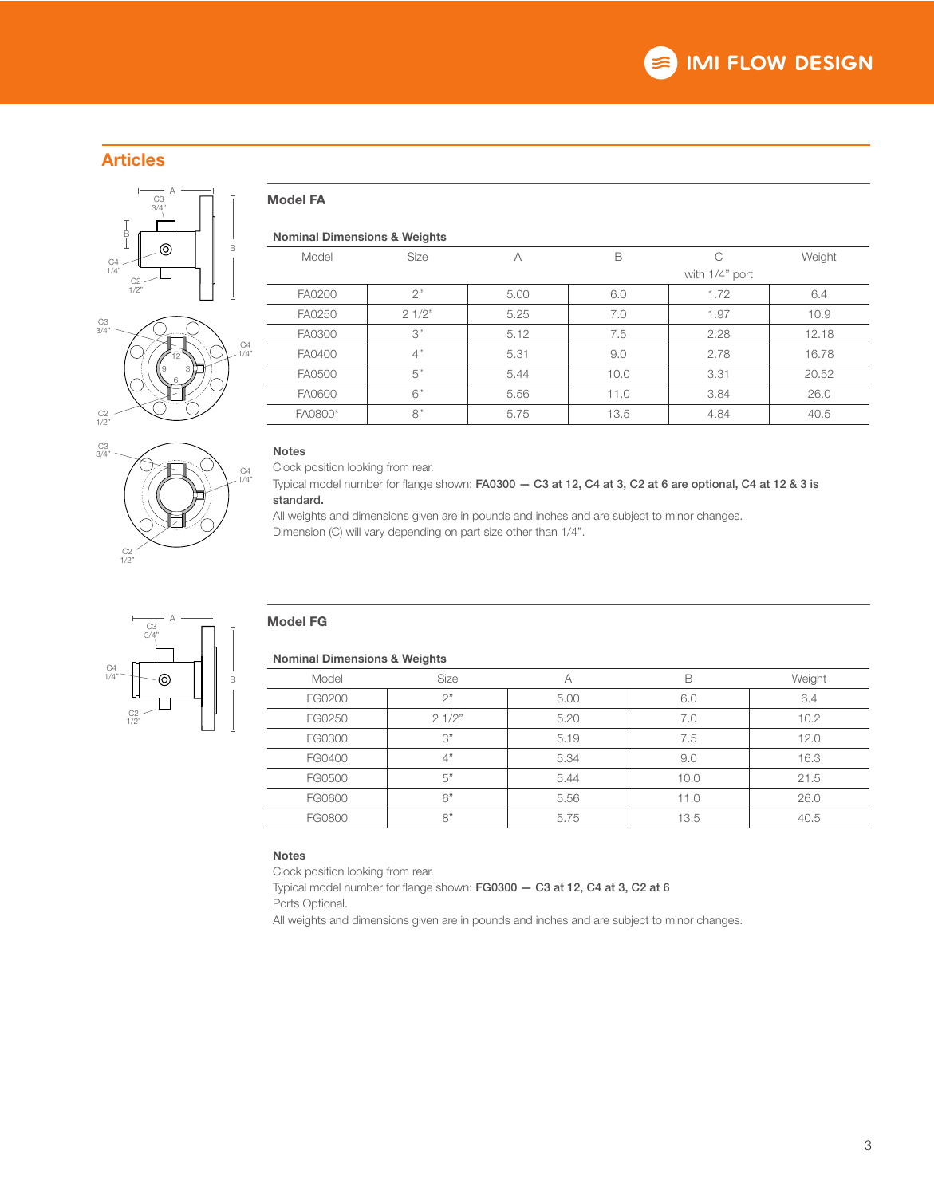## Articles

### Model FA

**Nominal Dimensions & Weights**

| Model | Size | A | B | C with 1/4" port | Weight |
|---|---|---|---|---|---|
| FA0200 | 2" | 5.00 | 6.0 | 1.72 | 6.4 |
| FA0250 | 2 1/2" | 5.25 | 7.0 | 1.97 | 10.9 |
| FA0300 | 3" | 5.12 | 7.5 | 2.28 | 12.18 |
| FA0400 | 4" | 5.31 | 9.0 | 2.78 | 16.78 |
| FA0500 | 5" | 5.44 | 10.0 | 3.31 | 20.52 |
| FA0600 | 6" | 5.56 | 11.0 | 3.84 | 26.0 |
| FA0800* | 8" | 5.75 | 13.5 | 4.84 | 40.5 |

**Notes**

Clock position looking from rear.

Typical model number for flange shown: **FA0300 — C3 at 12, C4 at 3, C2 at 6 are optional, C4 at 12 & 3 is standard.**

All weights and dimensions given are in pounds and inches and are subject to minor changes.

Dimension (C) will vary depending on part size other than 1/4".

### Model FG

**Nominal Dimensions & Weights**

| Model | Size | A | B | Weight |
|---|---|---|---|---|
| FG0200 | 2" | 5.00 | 6.0 | 6.4 |
| FG0250 | 2 1/2" | 5.20 | 7.0 | 10.2 |
| FG0300 | 3" | 5.19 | 7.5 | 12.0 |
| FG0400 | 4" | 5.34 | 9.0 | 16.3 |
| FG0500 | 5" | 5.44 | 10.0 | 21.5 |
| FG0600 | 6" | 5.56 | 11.0 | 26.0 |
| FG0800 | 8" | 5.75 | 13.5 | 40.5 |

**Notes**

Clock position looking from rear.

Typical model number for flange shown: **FG0300 — C3 at 12, C4 at 3, C2 at 6**

Ports Optional.

All weights and dimensions given are in pounds and inches and are subject to minor changes.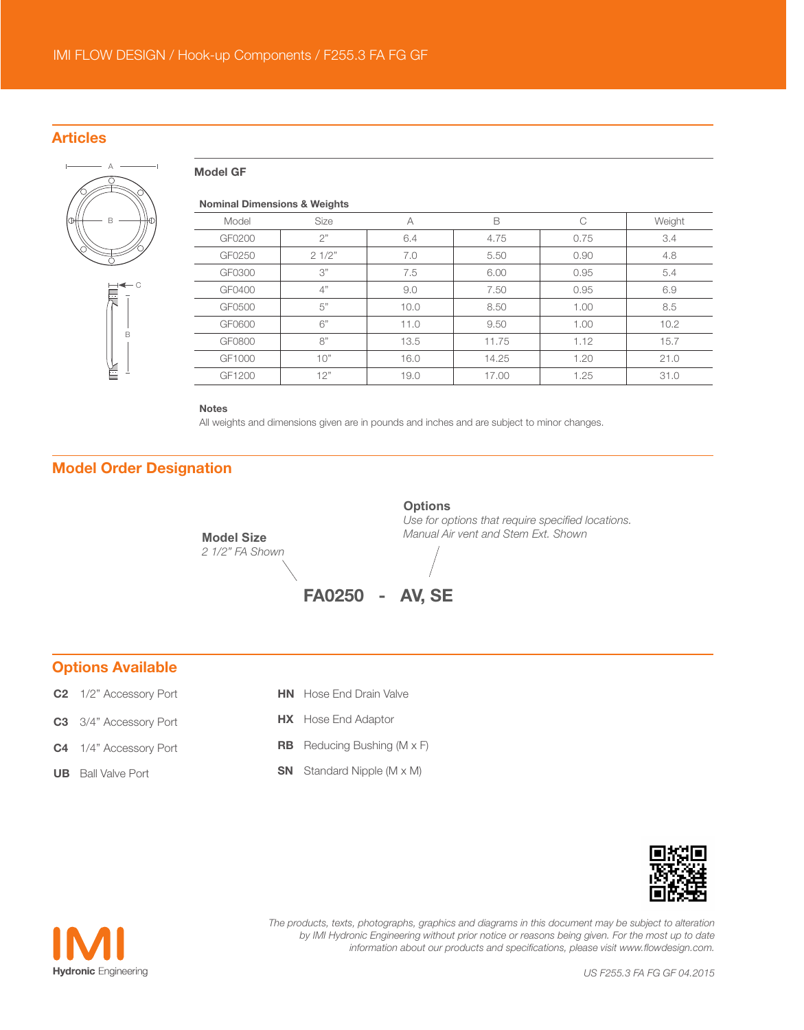## Articles

A

B

C

B

### Model GF

**Nominal Dimensions & Weights**

| Model | Size | A | B | C | Weight |
|---|---|---|---|---|---|
| GF0200 | 2" | 6.4 | 4.75 | 0.75 | 3.4 |
| GF0250 | 2 1/2" | 7.0 | 5.50 | 0.90 | 4.8 |
| GF0300 | 3" | 7.5 | 6.00 | 0.95 | 5.4 |
| GF0400 | 4" | 9.0 | 7.50 | 0.95 | 6.9 |
| GF0500 | 5" | 10.0 | 8.50 | 1.00 | 8.5 |
| GF0600 | 6" | 11.0 | 9.50 | 1.00 | 10.2 |
| GF0800 | 8" | 13.5 | 11.75 | 1.12 | 15.7 |
| GF1000 | 10" | 16.0 | 14.25 | 1.20 | 21.0 |
| GF1200 | 12" | 19.0 | 17.00 | 1.25 | 31.0 |

**Notes**

All weights and dimensions given are in pounds and inches and are subject to minor changes.

## Model Order Designation

**Model Size**
*2 1/2" FA Shown*

**Options**
*Use for options that require specified locations.*
*Manual Air vent and Stem Ext. Shown*

**FA0250 - AV, SE**

## Options Available

**C2** 1/2" Accessory Port

**C3** 3/4" Accessory Port

**C4** 1/4" Accessory Port

**UB** Ball Valve Port

**HN** Hose End Drain Valve

**HX** Hose End Adaptor

**RB** Reducing Bushing (M x F)

**SN** Standard Nipple (M x M)

IMI
**Hydronic** Engineering

*The products, texts, photographs, graphics and diagrams in this document may be subject to alteration by IMI Hydronic Engineering without prior notice or reasons being given. For the most up to date information about our products and specifications, please visit www.flowdesign.com.*

*US F255.3 FA FG GF 04.2015*